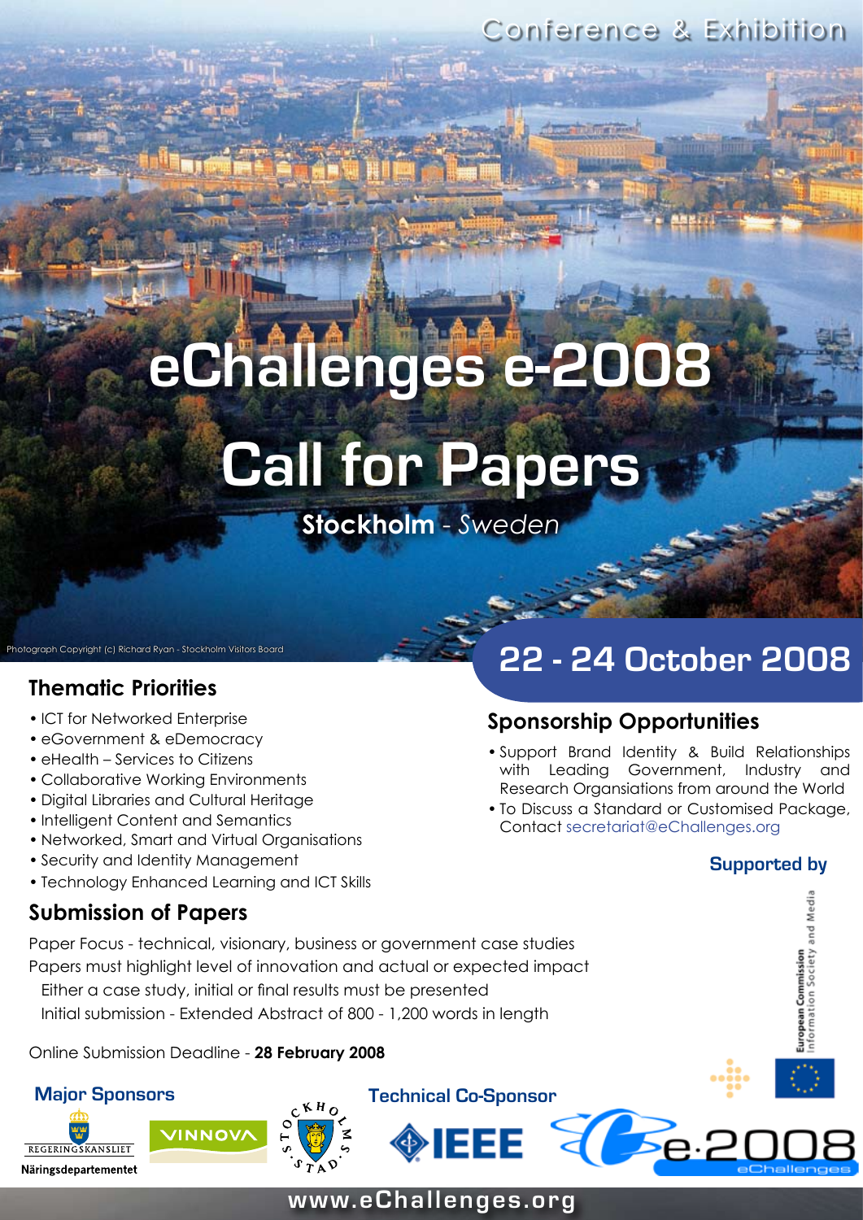Conference & Exhibition

# eChallenges e-2008

# Call for Papers

**Stockholm** - *Sweden*

Photograph Copyright (c) Richard Ryan - Stockholm Visitors Board

## 22 - 24 October 2008

## Thematic Priorities

- ICT for Networked Enterprise
- eGovernment & eDemocracy
- eHealth – Services to Citizens
- Collaborative Working Environments
- Digital Libraries and Cultural Heritage
- Intelligent Content and Semantics
- Networked, Smart and Virtual Organisations
- Security and Identity Management
- Technology Enhanced Learning and ICT Skills

## Submission of Papers

Paper Focus - technical, visionary, business or government case studies

Papers must highlight level of innovation and actual or expected impact

Either a case study, initial or final results must be presented

Initial submission - Extended Abstract of 800 - 1,200 words in length

Online Submission Deadline - **28 February 2008**

## Sponsorship Opportunities

- Support Brand Identity & Build Relationships with Leading Government, Industry and Research Organsiations from around the World
- To Discuss a Standard or Customised Package, Contact secretariat@eChallenges.org

### Supported by

European Commission Information Society and Media

### Major Sponsors

REGERINGSKANSLIET Näringsdepartementet

VINNOVA

STOCKHOLMS STAD

### Technical Co-Sponsor

IEEE

e-2008 eChallenges

www.eChallenges.org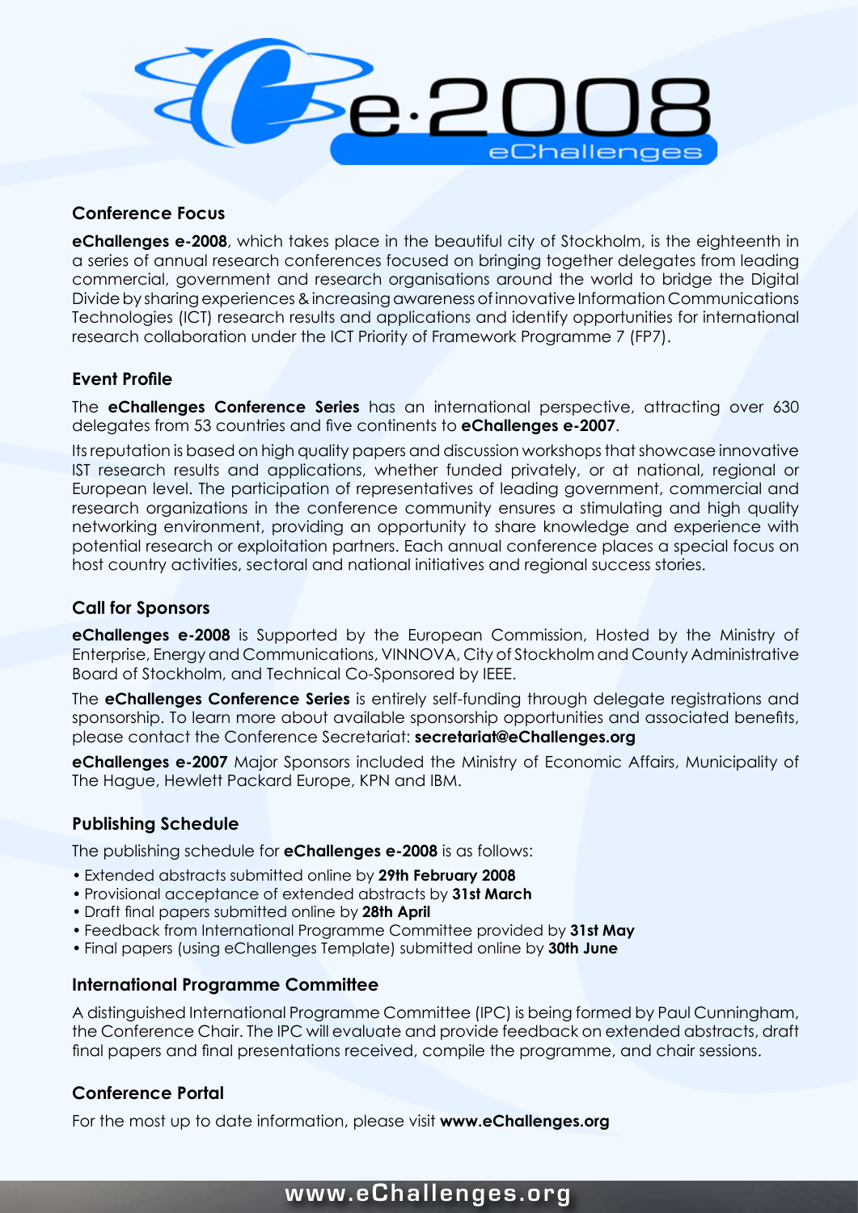# e·2008 eChallenges

## Conference Focus

**eChallenges e-2008**, which takes place in the beautiful city of Stockholm, is the eighteenth in a series of annual research conferences focused on bringing together delegates from leading commercial, government and research organisations around the world to bridge the Digital Divide by sharing experiences & increasing awareness of innovative Information Communications Technologies (ICT) research results and applications and identify opportunities for international research collaboration under the ICT Priority of Framework Programme 7 (FP7).

## Event Profile

The **eChallenges Conference Series** has an international perspective, attracting over 630 delegates from 53 countries and five continents to **eChallenges e-2007**.

Its reputation is based on high quality papers and discussion workshops that showcase innovative IST research results and applications, whether funded privately, or at national, regional or European level. The participation of representatives of leading government, commercial and research organizations in the conference community ensures a stimulating and high quality networking environment, providing an opportunity to share knowledge and experience with potential research or exploitation partners. Each annual conference places a special focus on host country activities, sectoral and national initiatives and regional success stories.

## Call for Sponsors

**eChallenges e-2008** is Supported by the European Commission, Hosted by the Ministry of Enterprise, Energy and Communications, VINNOVA, City of Stockholm and County Administrative Board of Stockholm, and Technical Co-Sponsored by IEEE.

The **eChallenges Conference Series** is entirely self-funding through delegate registrations and sponsorship. To learn more about available sponsorship opportunities and associated benefits, please contact the Conference Secretariat: **secretariat@eChallenges.org**

**eChallenges e-2007** Major Sponsors included the Ministry of Economic Affairs, Municipality of The Hague, Hewlett Packard Europe, KPN and IBM.

## Publishing Schedule

The publishing schedule for **eChallenges e-2008** is as follows:

- Extended abstracts submitted online by **29th February 2008**
- Provisional acceptance of extended abstracts by **31st March**
- Draft final papers submitted online by **28th April**
- Feedback from International Programme Committee provided by **31st May**
- Final papers (using eChallenges Template) submitted online by **30th June**

## International Programme Committee

A distinguished International Programme Committee (IPC) is being formed by Paul Cunningham, the Conference Chair. The IPC will evaluate and provide feedback on extended abstracts, draft final papers and final presentations received, compile the programme, and chair sessions.

## Conference Portal

For the most up to date information, please visit **www.eChallenges.org**

**www.eChallenges.org**